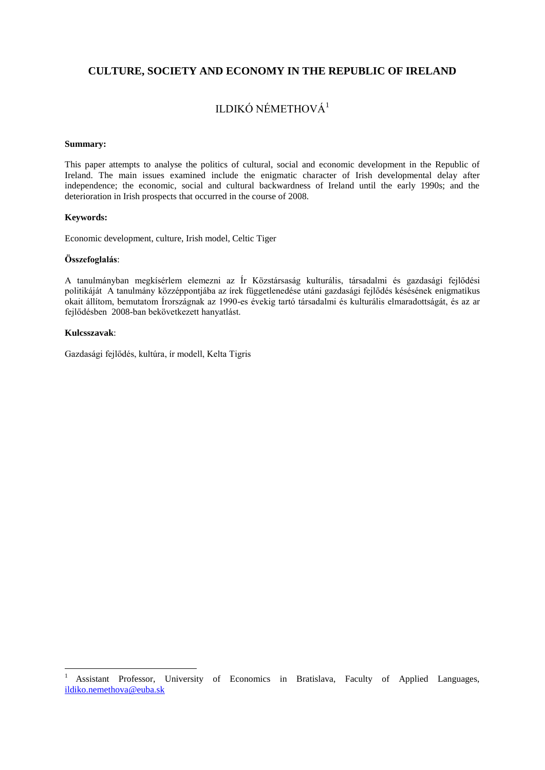# CULTURE, SOCIETY AND ECONOMY IN THE REPUBLIC OF IRELAND

ILDIKÓ NÉMETHOVÁ[1]

**Summary:**

This paper attempts to analyse the politics of cultural, social and economic development in the Republic of Ireland. The main issues examined include the enigmatic character of Irish developmental delay after independence; the economic, social and cultural backwardness of Ireland until the early 1990s; and the deterioration in Irish prospects that occurred in the course of 2008.

**Keywords:**

Economic development, culture, Irish model, Celtic Tiger

**Összefoglalás**:

A tanulmányban megkísérlem elemezni az Ír Köztársaság kulturális, társadalmi és gazdasági fejlődési politikáját A tanulmány közzéppontjába az írek függetlenedése utáni gazdasági fejlődés késésének enigmatikus okait állítom, bemutatom Írországnak az 1990-es évekig tartó társadalmi és kulturális elmaradottságát, és az ar fejlődésben 2008-ban bekövetkezett hanyatlást.

**Kulcsszavak**:

Gazdasági fejlődés, kultúra, ír modell, Kelta Tigris

[1] Assistant Professor, University of Economics in Bratislava, Faculty of Applied Languages, ildiko.nemethova@euba.sk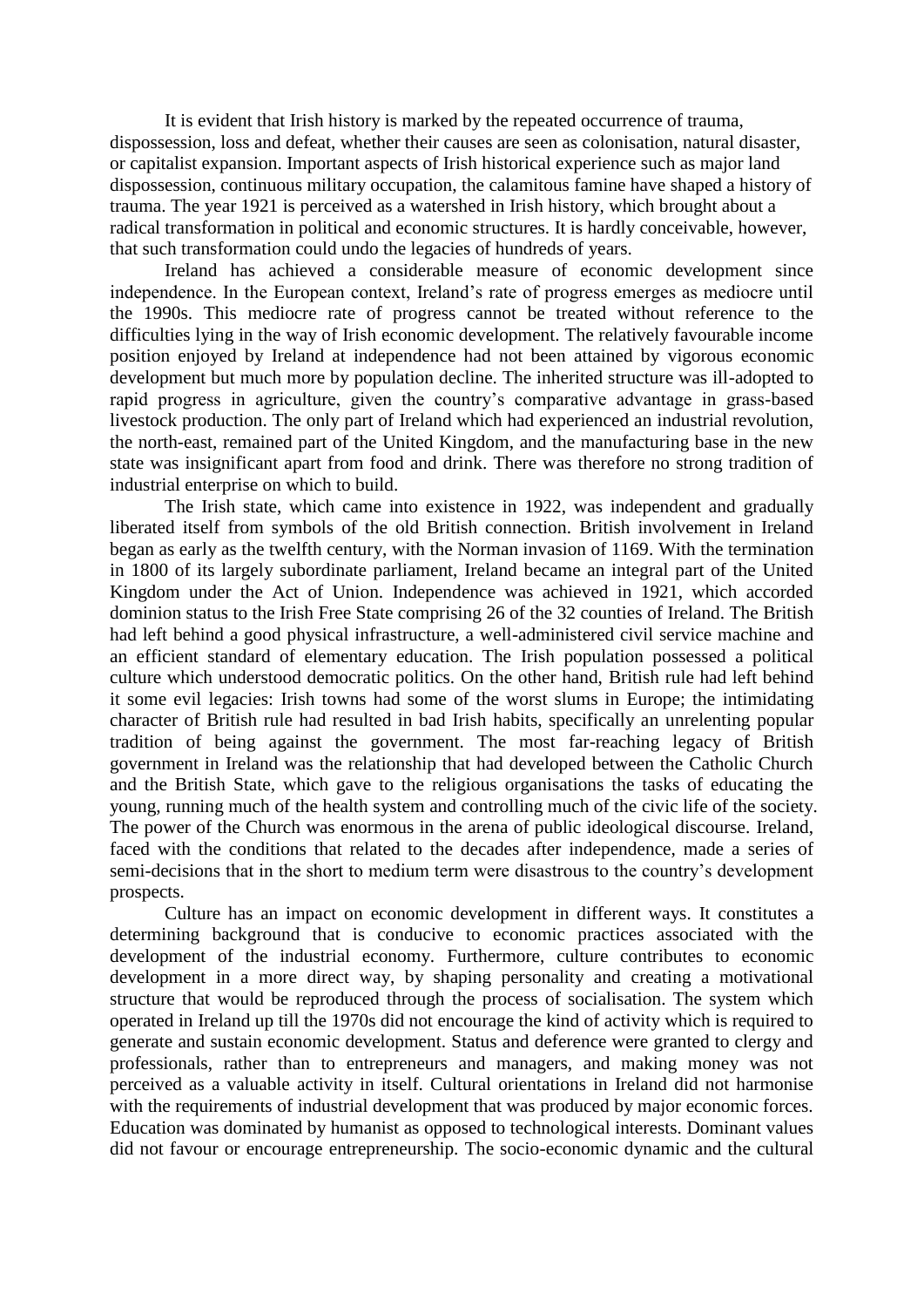It is evident that Irish history is marked by the repeated occurrence of trauma, dispossession, loss and defeat, whether their causes are seen as colonisation, natural disaster, or capitalist expansion. Important aspects of Irish historical experience such as major land dispossession, continuous military occupation, the calamitous famine have shaped a history of trauma. The year 1921 is perceived as a watershed in Irish history, which brought about a radical transformation in political and economic structures. It is hardly conceivable, however, that such transformation could undo the legacies of hundreds of years.

Ireland has achieved a considerable measure of economic development since independence. In the European context, Ireland's rate of progress emerges as mediocre until the 1990s. This mediocre rate of progress cannot be treated without reference to the difficulties lying in the way of Irish economic development. The relatively favourable income position enjoyed by Ireland at independence had not been attained by vigorous economic development but much more by population decline. The inherited structure was ill-adopted to rapid progress in agriculture, given the country's comparative advantage in grass-based livestock production. The only part of Ireland which had experienced an industrial revolution, the north-east, remained part of the United Kingdom, and the manufacturing base in the new state was insignificant apart from food and drink. There was therefore no strong tradition of industrial enterprise on which to build.

The Irish state, which came into existence in 1922, was independent and gradually liberated itself from symbols of the old British connection. British involvement in Ireland began as early as the twelfth century, with the Norman invasion of 1169. With the termination in 1800 of its largely subordinate parliament, Ireland became an integral part of the United Kingdom under the Act of Union. Independence was achieved in 1921, which accorded dominion status to the Irish Free State comprising 26 of the 32 counties of Ireland. The British had left behind a good physical infrastructure, a well-administered civil service machine and an efficient standard of elementary education. The Irish population possessed a political culture which understood democratic politics. On the other hand, British rule had left behind it some evil legacies: Irish towns had some of the worst slums in Europe; the intimidating character of British rule had resulted in bad Irish habits, specifically an unrelenting popular tradition of being against the government. The most far-reaching legacy of British government in Ireland was the relationship that had developed between the Catholic Church and the British State, which gave to the religious organisations the tasks of educating the young, running much of the health system and controlling much of the civic life of the society. The power of the Church was enormous in the arena of public ideological discourse. Ireland, faced with the conditions that related to the decades after independence, made a series of semi-decisions that in the short to medium term were disastrous to the country's development prospects.

Culture has an impact on economic development in different ways. It constitutes a determining background that is conducive to economic practices associated with the development of the industrial economy. Furthermore, culture contributes to economic development in a more direct way, by shaping personality and creating a motivational structure that would be reproduced through the process of socialisation. The system which operated in Ireland up till the 1970s did not encourage the kind of activity which is required to generate and sustain economic development. Status and deference were granted to clergy and professionals, rather than to entrepreneurs and managers, and making money was not perceived as a valuable activity in itself. Cultural orientations in Ireland did not harmonise with the requirements of industrial development that was produced by major economic forces. Education was dominated by humanist as opposed to technological interests. Dominant values did not favour or encourage entrepreneurship. The socio-economic dynamic and the cultural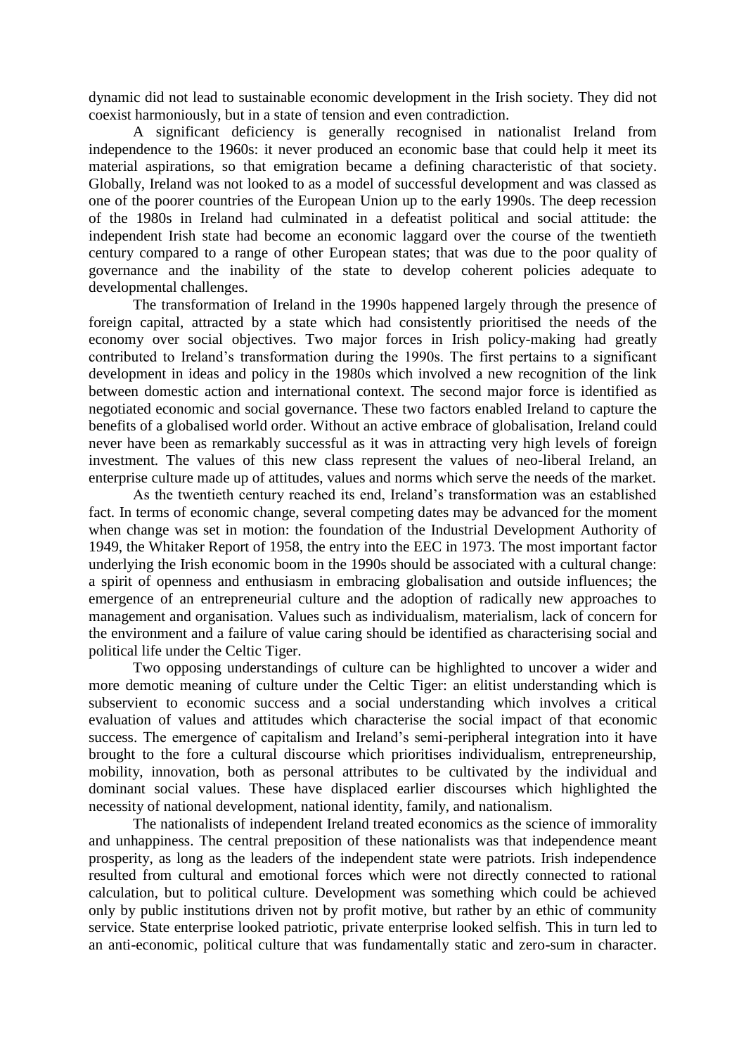dynamic did not lead to sustainable economic development in the Irish society. They did not coexist harmoniously, but in a state of tension and even contradiction.

A significant deficiency is generally recognised in nationalist Ireland from independence to the 1960s: it never produced an economic base that could help it meet its material aspirations, so that emigration became a defining characteristic of that society. Globally, Ireland was not looked to as a model of successful development and was classed as one of the poorer countries of the European Union up to the early 1990s. The deep recession of the 1980s in Ireland had culminated in a defeatist political and social attitude: the independent Irish state had become an economic laggard over the course of the twentieth century compared to a range of other European states; that was due to the poor quality of governance and the inability of the state to develop coherent policies adequate to developmental challenges.

The transformation of Ireland in the 1990s happened largely through the presence of foreign capital, attracted by a state which had consistently prioritised the needs of the economy over social objectives. Two major forces in Irish policy-making had greatly contributed to Ireland's transformation during the 1990s. The first pertains to a significant development in ideas and policy in the 1980s which involved a new recognition of the link between domestic action and international context. The second major force is identified as negotiated economic and social governance. These two factors enabled Ireland to capture the benefits of a globalised world order. Without an active embrace of globalisation, Ireland could never have been as remarkably successful as it was in attracting very high levels of foreign investment. The values of this new class represent the values of neo-liberal Ireland, an enterprise culture made up of attitudes, values and norms which serve the needs of the market.

As the twentieth century reached its end, Ireland's transformation was an established fact. In terms of economic change, several competing dates may be advanced for the moment when change was set in motion: the foundation of the Industrial Development Authority of 1949, the Whitaker Report of 1958, the entry into the EEC in 1973. The most important factor underlying the Irish economic boom in the 1990s should be associated with a cultural change: a spirit of openness and enthusiasm in embracing globalisation and outside influences; the emergence of an entrepreneurial culture and the adoption of radically new approaches to management and organisation. Values such as individualism, materialism, lack of concern for the environment and a failure of value caring should be identified as characterising social and political life under the Celtic Tiger.

Two opposing understandings of culture can be highlighted to uncover a wider and more demotic meaning of culture under the Celtic Tiger: an elitist understanding which is subservient to economic success and a social understanding which involves a critical evaluation of values and attitudes which characterise the social impact of that economic success. The emergence of capitalism and Ireland's semi-peripheral integration into it have brought to the fore a cultural discourse which prioritises individualism, entrepreneurship, mobility, innovation, both as personal attributes to be cultivated by the individual and dominant social values. These have displaced earlier discourses which highlighted the necessity of national development, national identity, family, and nationalism.

The nationalists of independent Ireland treated economics as the science of immorality and unhappiness. The central preposition of these nationalists was that independence meant prosperity, as long as the leaders of the independent state were patriots. Irish independence resulted from cultural and emotional forces which were not directly connected to rational calculation, but to political culture. Development was something which could be achieved only by public institutions driven not by profit motive, but rather by an ethic of community service. State enterprise looked patriotic, private enterprise looked selfish. This in turn led to an anti-economic, political culture that was fundamentally static and zero-sum in character.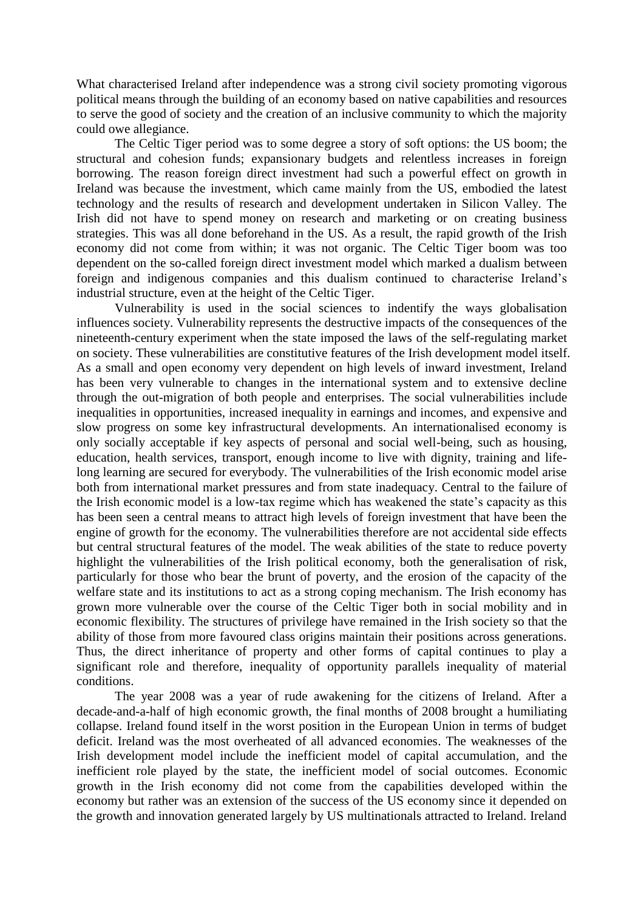What characterised Ireland after independence was a strong civil society promoting vigorous political means through the building of an economy based on native capabilities and resources to serve the good of society and the creation of an inclusive community to which the majority could owe allegiance.

The Celtic Tiger period was to some degree a story of soft options: the US boom; the structural and cohesion funds; expansionary budgets and relentless increases in foreign borrowing. The reason foreign direct investment had such a powerful effect on growth in Ireland was because the investment, which came mainly from the US, embodied the latest technology and the results of research and development undertaken in Silicon Valley. The Irish did not have to spend money on research and marketing or on creating business strategies. This was all done beforehand in the US. As a result, the rapid growth of the Irish economy did not come from within; it was not organic. The Celtic Tiger boom was too dependent on the so-called foreign direct investment model which marked a dualism between foreign and indigenous companies and this dualism continued to characterise Ireland's industrial structure, even at the height of the Celtic Tiger.

Vulnerability is used in the social sciences to indentify the ways globalisation influences society. Vulnerability represents the destructive impacts of the consequences of the nineteenth-century experiment when the state imposed the laws of the self-regulating market on society. These vulnerabilities are constitutive features of the Irish development model itself. As a small and open economy very dependent on high levels of inward investment, Ireland has been very vulnerable to changes in the international system and to extensive decline through the out-migration of both people and enterprises. The social vulnerabilities include inequalities in opportunities, increased inequality in earnings and incomes, and expensive and slow progress on some key infrastructural developments. An internationalised economy is only socially acceptable if key aspects of personal and social well-being, such as housing, education, health services, transport, enough income to live with dignity, training and life-long learning are secured for everybody. The vulnerabilities of the Irish economic model arise both from international market pressures and from state inadequacy. Central to the failure of the Irish economic model is a low-tax regime which has weakened the state's capacity as this has been seen a central means to attract high levels of foreign investment that have been the engine of growth for the economy. The vulnerabilities therefore are not accidental side effects but central structural features of the model. The weak abilities of the state to reduce poverty highlight the vulnerabilities of the Irish political economy, both the generalisation of risk, particularly for those who bear the brunt of poverty, and the erosion of the capacity of the welfare state and its institutions to act as a strong coping mechanism. The Irish economy has grown more vulnerable over the course of the Celtic Tiger both in social mobility and in economic flexibility. The structures of privilege have remained in the Irish society so that the ability of those from more favoured class origins maintain their positions across generations. Thus, the direct inheritance of property and other forms of capital continues to play a significant role and therefore, inequality of opportunity parallels inequality of material conditions.

The year 2008 was a year of rude awakening for the citizens of Ireland. After a decade-and-a-half of high economic growth, the final months of 2008 brought a humiliating collapse. Ireland found itself in the worst position in the European Union in terms of budget deficit. Ireland was the most overheated of all advanced economies. The weaknesses of the Irish development model include the inefficient model of capital accumulation, and the inefficient role played by the state, the inefficient model of social outcomes. Economic growth in the Irish economy did not come from the capabilities developed within the economy but rather was an extension of the success of the US economy since it depended on the growth and innovation generated largely by US multinationals attracted to Ireland. Ireland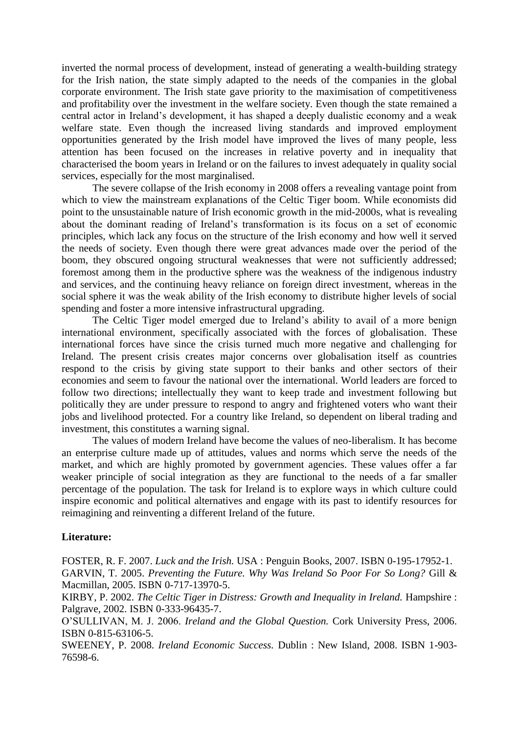inverted the normal process of development, instead of generating a wealth-building strategy for the Irish nation, the state simply adapted to the needs of the companies in the global corporate environment. The Irish state gave priority to the maximisation of competitiveness and profitability over the investment in the welfare society. Even though the state remained a central actor in Ireland's development, it has shaped a deeply dualistic economy and a weak welfare state. Even though the increased living standards and improved employment opportunities generated by the Irish model have improved the lives of many people, less attention has been focused on the increases in relative poverty and in inequality that characterised the boom years in Ireland or on the failures to invest adequately in quality social services, especially for the most marginalised.

The severe collapse of the Irish economy in 2008 offers a revealing vantage point from which to view the mainstream explanations of the Celtic Tiger boom. While economists did point to the unsustainable nature of Irish economic growth in the mid-2000s, what is revealing about the dominant reading of Ireland's transformation is its focus on a set of economic principles, which lack any focus on the structure of the Irish economy and how well it served the needs of society. Even though there were great advances made over the period of the boom, they obscured ongoing structural weaknesses that were not sufficiently addressed; foremost among them in the productive sphere was the weakness of the indigenous industry and services, and the continuing heavy reliance on foreign direct investment, whereas in the social sphere it was the weak ability of the Irish economy to distribute higher levels of social spending and foster a more intensive infrastructural upgrading.

The Celtic Tiger model emerged due to Ireland's ability to avail of a more benign international environment, specifically associated with the forces of globalisation. These international forces have since the crisis turned much more negative and challenging for Ireland. The present crisis creates major concerns over globalisation itself as countries respond to the crisis by giving state support to their banks and other sectors of their economies and seem to favour the national over the international. World leaders are forced to follow two directions; intellectually they want to keep trade and investment following but politically they are under pressure to respond to angry and frightened voters who want their jobs and livelihood protected. For a country like Ireland, so dependent on liberal trading and investment, this constitutes a warning signal.

The values of modern Ireland have become the values of neo-liberalism. It has become an enterprise culture made up of attitudes, values and norms which serve the needs of the market, and which are highly promoted by government agencies. These values offer a far weaker principle of social integration as they are functional to the needs of a far smaller percentage of the population. The task for Ireland is to explore ways in which culture could inspire economic and political alternatives and engage with its past to identify resources for reimagining and reinventing a different Ireland of the future.

**Literature:**

FOSTER, R. F. 2007. *Luck and the Irish.* USA : Penguin Books, 2007. ISBN 0-195-17952-1.

GARVIN, T. 2005. *Preventing the Future. Why Was Ireland So Poor For So Long?* Gill & Macmillan, 2005. ISBN 0-717-13970-5.

KIRBY, P. 2002. *The Celtic Tiger in Distress: Growth and Inequality in Ireland.* Hampshire : Palgrave, 2002. ISBN 0-333-96435-7.

O'SULLIVAN, M. J. 2006. *Ireland and the Global Question.* Cork University Press, 2006. ISBN 0-815-63106-5.

SWEENEY, P. 2008. *Ireland Economic Success.* Dublin : New Island, 2008. ISBN 1-903-76598-6.